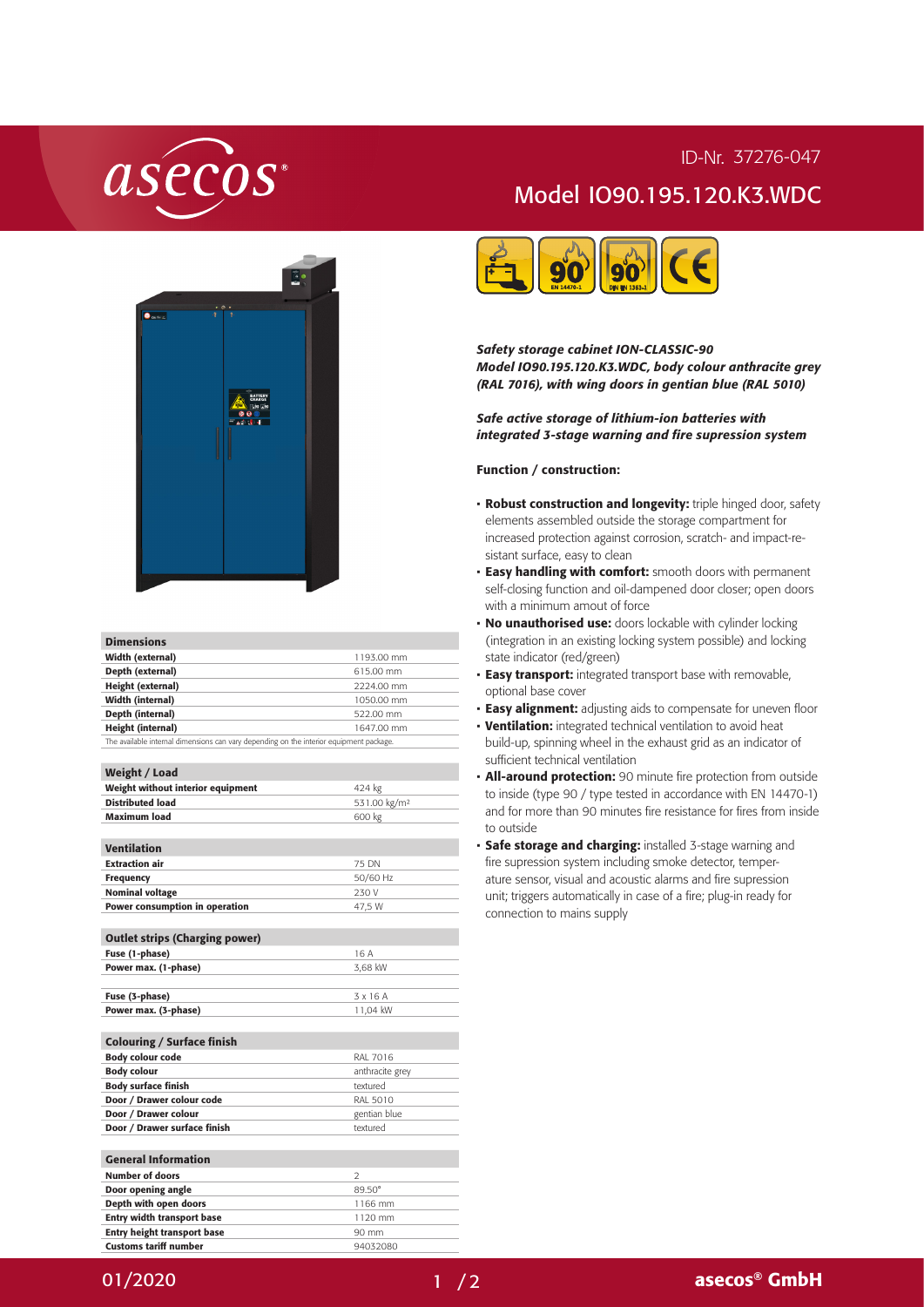# asecos®

ID-Nr. 37276-047

## Model IO90.195.120.K3.WDC

***Safety storage cabinet ION-CLASSIC-90***
***Model IO90.195.120.K3.WDC, body colour anthracite grey (RAL 7016), with wing doors in gentian blue (RAL 5010)***

***Safe active storage of lithium-ion batteries with integrated 3-stage warning and fire supression system***

### Function / construction:

- **Robust construction and longevity:** triple hinged door, safety elements assembled outside the storage compartment for increased protection against corrosion, scratch- and impact-resistant surface, easy to clean
- **Easy handling with comfort:** smooth doors with permanent self-closing function and oil-dampened door closer; open doors with a minimum amout of force
- **No unauthorised use:** doors lockable with cylinder locking (integration in an existing locking system possible) and locking state indicator (red/green)
- **Easy transport:** integrated transport base with removable, optional base cover
- **Easy alignment:** adjusting aids to compensate for uneven floor
- **Ventilation:** integrated technical ventilation to avoid heat build-up, spinning wheel in the exhaust grid as an indicator of sufficient technical ventilation
- **All-around protection:** 90 minute fire protection from outside to inside (type 90 / type tested in accordance with EN 14470-1) and for more than 90 minutes fire resistance for fires from inside to outside
- **Safe storage and charging:** installed 3-stage warning and fire supression system including smoke detector, temperature sensor, visual and acoustic alarms and fire supression unit; triggers automatically in case of a fire; plug-in ready for connection to mains supply

| Dimensions | |
|---|---|
| **Width (external)** | 1193.00 mm |
| **Depth (external)** | 615.00 mm |
| **Height (external)** | 2224.00 mm |
| **Width (internal)** | 1050.00 mm |
| **Depth (internal)** | 522.00 mm |
| **Height (internal)** | 1647.00 mm |

The available internal dimensions can vary depending on the interior equipment package.

| Weight / Load | |
|---|---|
| **Weight without interior equipment** | 424 kg |
| **Distributed load** | 531.00 kg/m² |
| **Maximum load** | 600 kg |

| Ventilation | |
|---|---|
| **Extraction air** | 75 DN |
| **Frequency** | 50/60 Hz |
| **Nominal voltage** | 230 V |
| **Power consumption in operation** | 47,5 W |

| Outlet strips (Charging power) | |
|---|---|
| **Fuse (1-phase)** | 16 A |
| **Power max. (1-phase)** | 3,68 kW |
| **Fuse (3-phase)** | 3 x 16 A |
| **Power max. (3-phase)** | 11,04 kW |

| Colouring / Surface finish | |
|---|---|
| **Body colour code** | RAL 7016 |
| **Body colour** | anthracite grey |
| **Body surface finish** | textured |
| **Door / Drawer colour code** | RAL 5010 |
| **Door / Drawer colour** | gentian blue |
| **Door / Drawer surface finish** | textured |

| General Information | |
|---|---|
| **Number of doors** | 2 |
| **Door opening angle** | 89.50° |
| **Depth with open doors** | 1166 mm |
| **Entry width transport base** | 1120 mm |
| **Entry height transport base** | 90 mm |
| **Customs tariff number** | 94032080 |

01/2020

**asecos® GmbH**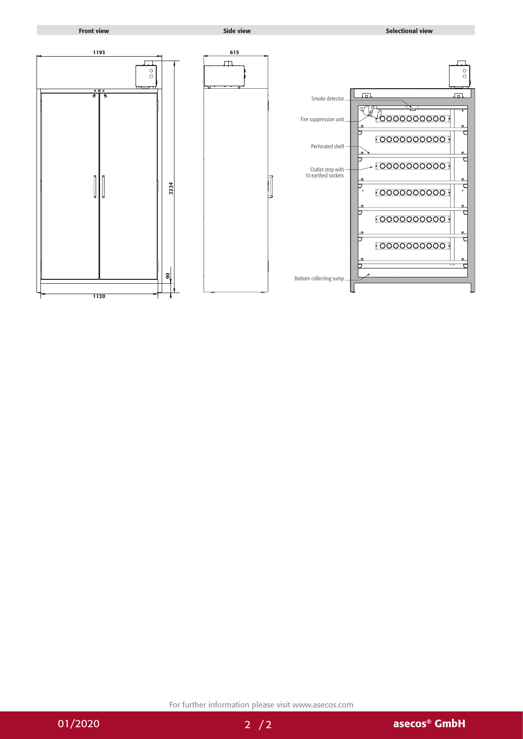Front view

1193

2224

90

1120

Side view

615

Selectional view

Smoke detector

Fire suppression unit

Perforated shelf

Outlet strip with 10 earthed sockets

Bottom collecting sump

For further information please visit www.asecos.com

01/2020

asecos® GmbH